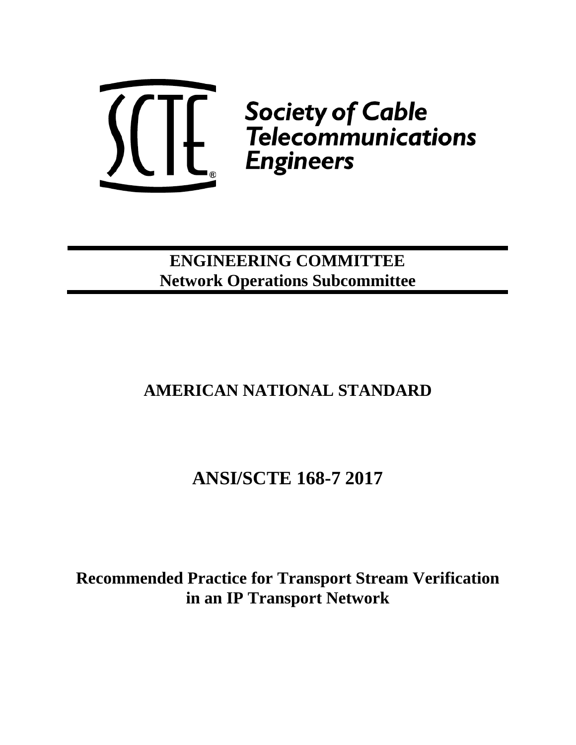SCTE® Society of Cable Telecommunications Engineers

**ENGINEERING COMMITTEE**
**Network Operations Subcommittee**

# AMERICAN NATIONAL STANDARD

# ANSI/SCTE 168-7 2017

# Recommended Practice for Transport Stream Verification in an IP Transport Network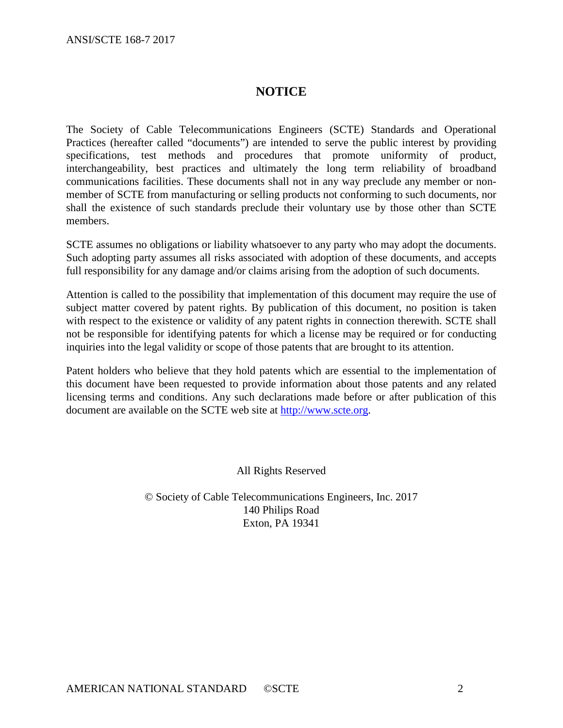## NOTICE

The Society of Cable Telecommunications Engineers (SCTE) Standards and Operational Practices (hereafter called "documents") are intended to serve the public interest by providing specifications, test methods and procedures that promote uniformity of product, interchangeability, best practices and ultimately the long term reliability of broadband communications facilities. These documents shall not in any way preclude any member or non-member of SCTE from manufacturing or selling products not conforming to such documents, nor shall the existence of such standards preclude their voluntary use by those other than SCTE members.

SCTE assumes no obligations or liability whatsoever to any party who may adopt the documents. Such adopting party assumes all risks associated with adoption of these documents, and accepts full responsibility for any damage and/or claims arising from the adoption of such documents.

Attention is called to the possibility that implementation of this document may require the use of subject matter covered by patent rights. By publication of this document, no position is taken with respect to the existence or validity of any patent rights in connection therewith. SCTE shall not be responsible for identifying patents for which a license may be required or for conducting inquiries into the legal validity or scope of those patents that are brought to its attention.

Patent holders who believe that they hold patents which are essential to the implementation of this document have been requested to provide information about those patents and any related licensing terms and conditions. Any such declarations made before or after publication of this document are available on the SCTE web site at http://www.scte.org.

All Rights Reserved

© Society of Cable Telecommunications Engineers, Inc. 2017
140 Philips Road
Exton, PA 19341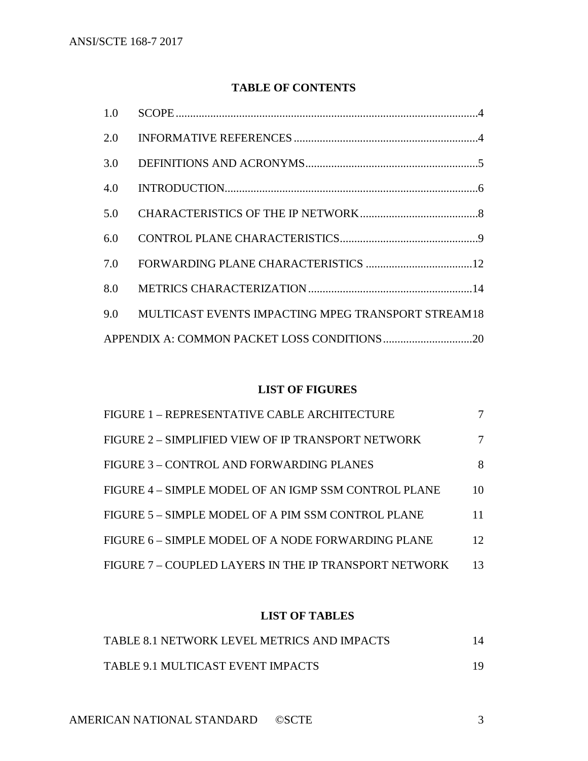## TABLE OF CONTENTS

1.0 SCOPE ....................................................................................................4

2.0 INFORMATIVE REFERENCES ................................................................4

3.0 DEFINITIONS AND ACRONYMS ............................................................5

4.0 INTRODUCTION.......................................................................................6

5.0 CHARACTERISTICS OF THE IP NETWORK .........................................8

6.0 CONTROL PLANE CHARACTERISTICS.................................................9

7.0 FORWARDING PLANE CHARACTERISTICS .....................................12

8.0 METRICS CHARACTERIZATION .........................................................14

9.0 MULTICAST EVENTS IMPACTING MPEG TRANSPORT STREAM 18

APPENDIX A: COMMON PACKET LOSS CONDITIONS ...............................20

## LIST OF FIGURES

FIGURE 1 – REPRESENTATIVE CABLE ARCHITECTURE 7

FIGURE 2 – SIMPLIFIED VIEW OF IP TRANSPORT NETWORK 7

FIGURE 3 – CONTROL AND FORWARDING PLANES 8

FIGURE 4 – SIMPLE MODEL OF AN IGMP SSM CONTROL PLANE 10

FIGURE 5 – SIMPLE MODEL OF A PIM SSM CONTROL PLANE 11

FIGURE 6 – SIMPLE MODEL OF A NODE FORWARDING PLANE 12

FIGURE 7 – COUPLED LAYERS IN THE IP TRANSPORT NETWORK 13

## LIST OF TABLES

TABLE 8.1 NETWORK LEVEL METRICS AND IMPACTS 14

TABLE 9.1 MULTICAST EVENT IMPACTS 19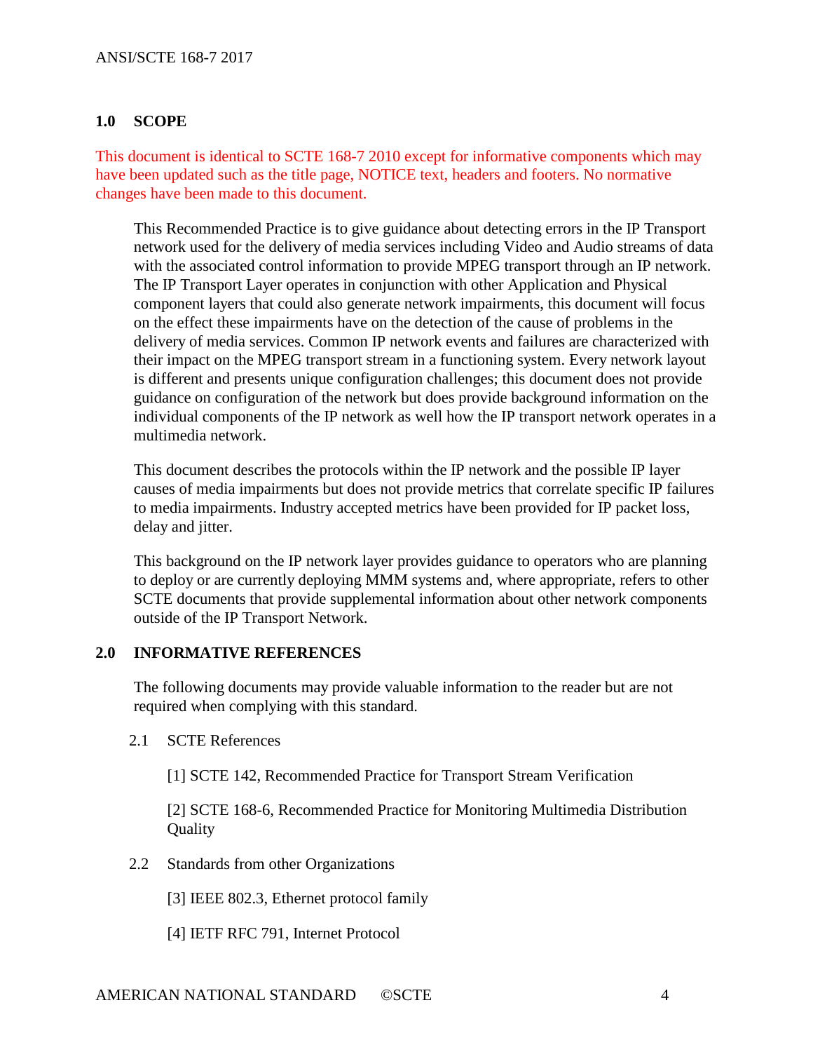## 1.0 SCOPE

This document is identical to SCTE 168-7 2010 except for informative components which may have been updated such as the title page, NOTICE text, headers and footers. No normative changes have been made to this document.

This Recommended Practice is to give guidance about detecting errors in the IP Transport network used for the delivery of media services including Video and Audio streams of data with the associated control information to provide MPEG transport through an IP network. The IP Transport Layer operates in conjunction with other Application and Physical component layers that could also generate network impairments, this document will focus on the effect these impairments have on the detection of the cause of problems in the delivery of media services. Common IP network events and failures are characterized with their impact on the MPEG transport stream in a functioning system. Every network layout is different and presents unique configuration challenges; this document does not provide guidance on configuration of the network but does provide background information on the individual components of the IP network as well how the IP transport network operates in a multimedia network.

This document describes the protocols within the IP network and the possible IP layer causes of media impairments but does not provide metrics that correlate specific IP failures to media impairments. Industry accepted metrics have been provided for IP packet loss, delay and jitter.

This background on the IP network layer provides guidance to operators who are planning to deploy or are currently deploying MMM systems and, where appropriate, refers to other SCTE documents that provide supplemental information about other network components outside of the IP Transport Network.

## 2.0 INFORMATIVE REFERENCES

The following documents may provide valuable information to the reader but are not required when complying with this standard.

### 2.1 SCTE References

[1] SCTE 142, Recommended Practice for Transport Stream Verification

[2] SCTE 168-6, Recommended Practice for Monitoring Multimedia Distribution Quality

### 2.2 Standards from other Organizations

[3] IEEE 802.3, Ethernet protocol family

[4] IETF RFC 791, Internet Protocol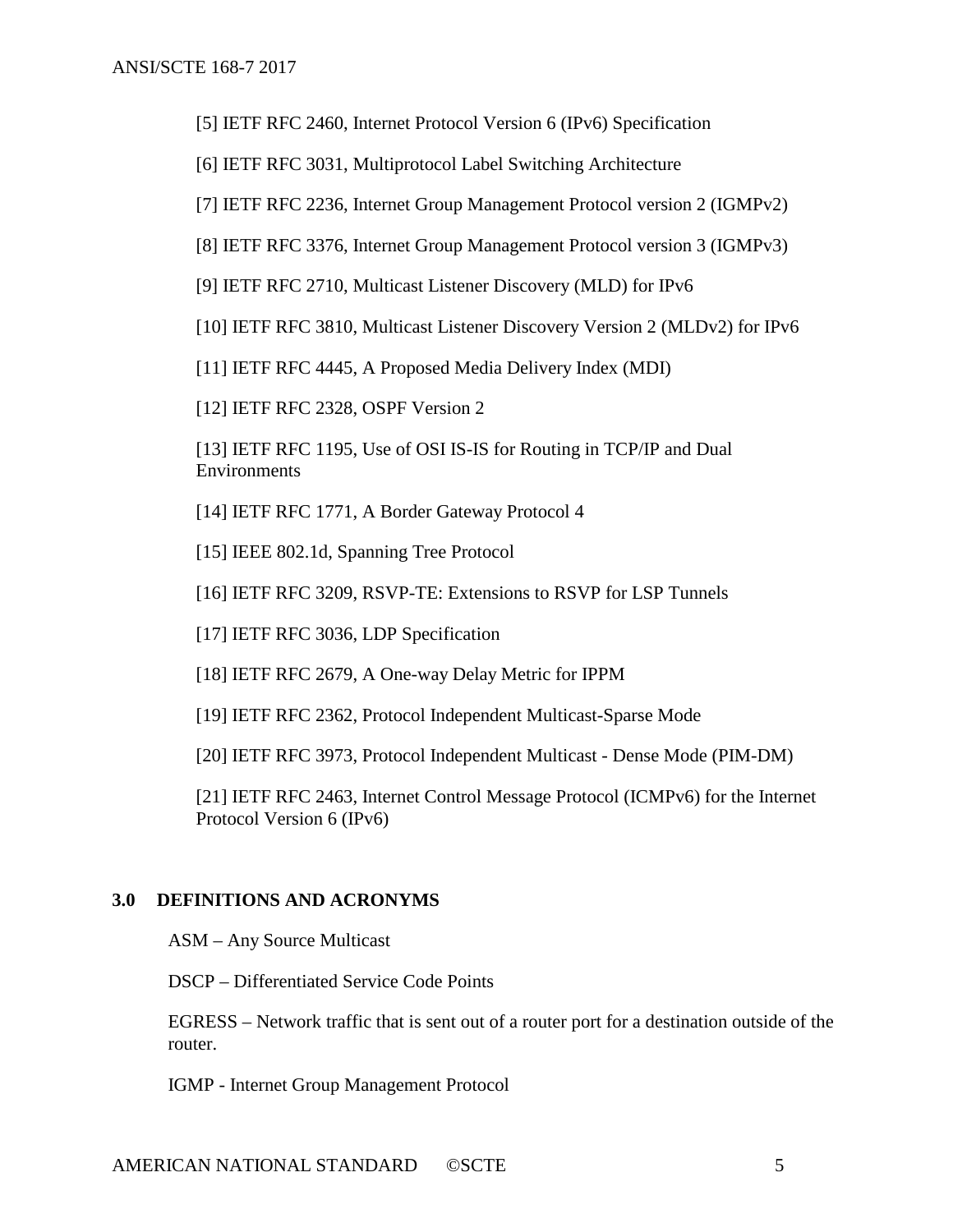[5] IETF RFC 2460, Internet Protocol Version 6 (IPv6) Specification

[6] IETF RFC 3031, Multiprotocol Label Switching Architecture

[7] IETF RFC 2236, Internet Group Management Protocol version 2 (IGMPv2)

[8] IETF RFC 3376, Internet Group Management Protocol version 3 (IGMPv3)

[9] IETF RFC 2710, Multicast Listener Discovery (MLD) for IPv6

[10] IETF RFC 3810, Multicast Listener Discovery Version 2 (MLDv2) for IPv6

[11] IETF RFC 4445, A Proposed Media Delivery Index (MDI)

[12] IETF RFC 2328, OSPF Version 2

[13] IETF RFC 1195, Use of OSI IS-IS for Routing in TCP/IP and Dual Environments

[14] IETF RFC 1771, A Border Gateway Protocol 4

[15] IEEE 802.1d, Spanning Tree Protocol

[16] IETF RFC 3209, RSVP-TE: Extensions to RSVP for LSP Tunnels

[17] IETF RFC 3036, LDP Specification

[18] IETF RFC 2679, A One-way Delay Metric for IPPM

[19] IETF RFC 2362, Protocol Independent Multicast-Sparse Mode

[20] IETF RFC 3973, Protocol Independent Multicast - Dense Mode (PIM-DM)

[21] IETF RFC 2463, Internet Control Message Protocol (ICMPv6) for the Internet Protocol Version 6 (IPv6)

## 3.0 DEFINITIONS AND ACRONYMS

ASM – Any Source Multicast

DSCP – Differentiated Service Code Points

EGRESS – Network traffic that is sent out of a router port for a destination outside of the router.

IGMP - Internet Group Management Protocol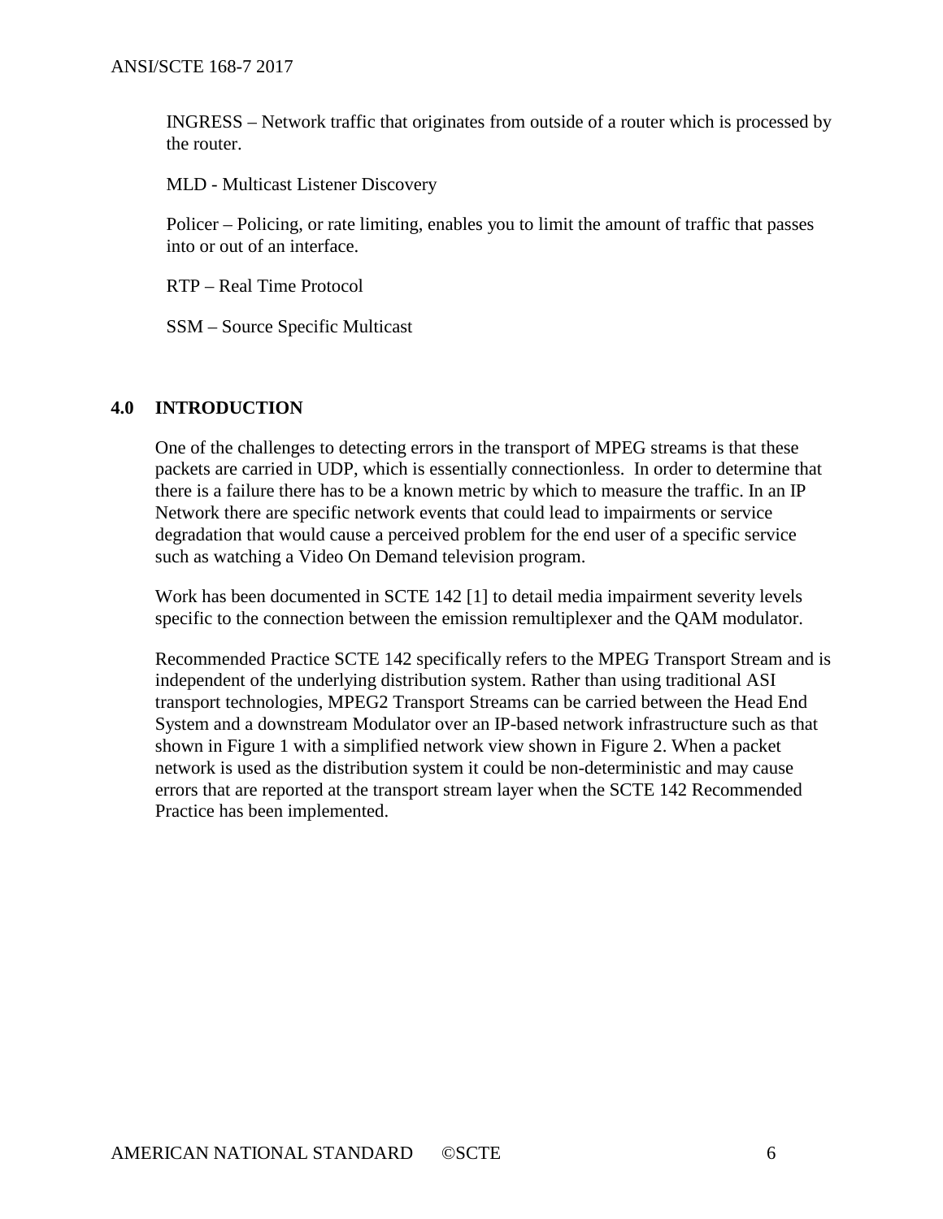INGRESS – Network traffic that originates from outside of a router which is processed by the router.

MLD - Multicast Listener Discovery

Policer – Policing, or rate limiting, enables you to limit the amount of traffic that passes into or out of an interface.

RTP – Real Time Protocol

SSM – Source Specific Multicast

## 4.0 INTRODUCTION

One of the challenges to detecting errors in the transport of MPEG streams is that these packets are carried in UDP, which is essentially connectionless. In order to determine that there is a failure there has to be a known metric by which to measure the traffic. In an IP Network there are specific network events that could lead to impairments or service degradation that would cause a perceived problem for the end user of a specific service such as watching a Video On Demand television program.

Work has been documented in SCTE 142 [1] to detail media impairment severity levels specific to the connection between the emission remultiplexer and the QAM modulator.

Recommended Practice SCTE 142 specifically refers to the MPEG Transport Stream and is independent of the underlying distribution system. Rather than using traditional ASI transport technologies, MPEG2 Transport Streams can be carried between the Head End System and a downstream Modulator over an IP-based network infrastructure such as that shown in Figure 1 with a simplified network view shown in Figure 2. When a packet network is used as the distribution system it could be non-deterministic and may cause errors that are reported at the transport stream layer when the SCTE 142 Recommended Practice has been implemented.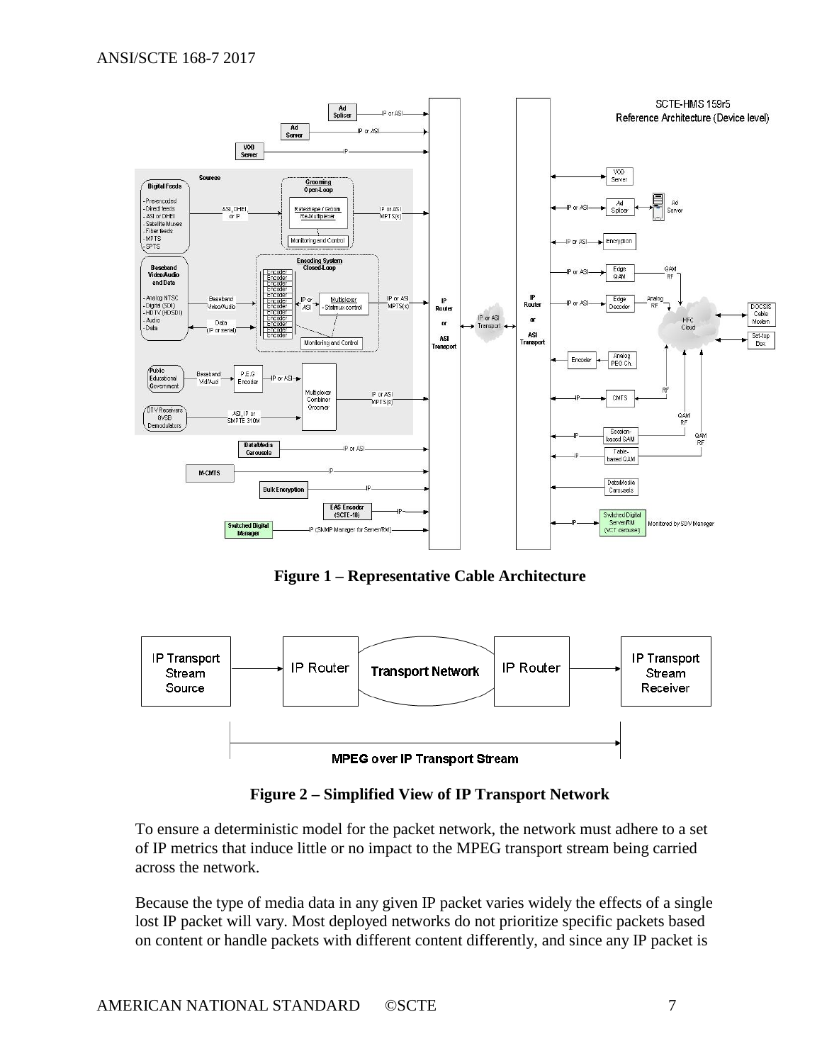**Figure 1 – Representative Cable Architecture**

**Figure 2 – Simplified View of IP Transport Network**

To ensure a deterministic model for the packet network, the network must adhere to a set of IP metrics that induce little or no impact to the MPEG transport stream being carried across the network.

Because the type of media data in any given IP packet varies widely the effects of a single lost IP packet will vary. Most deployed networks do not prioritize specific packets based on content or handle packets with different content differently, and since any IP packet is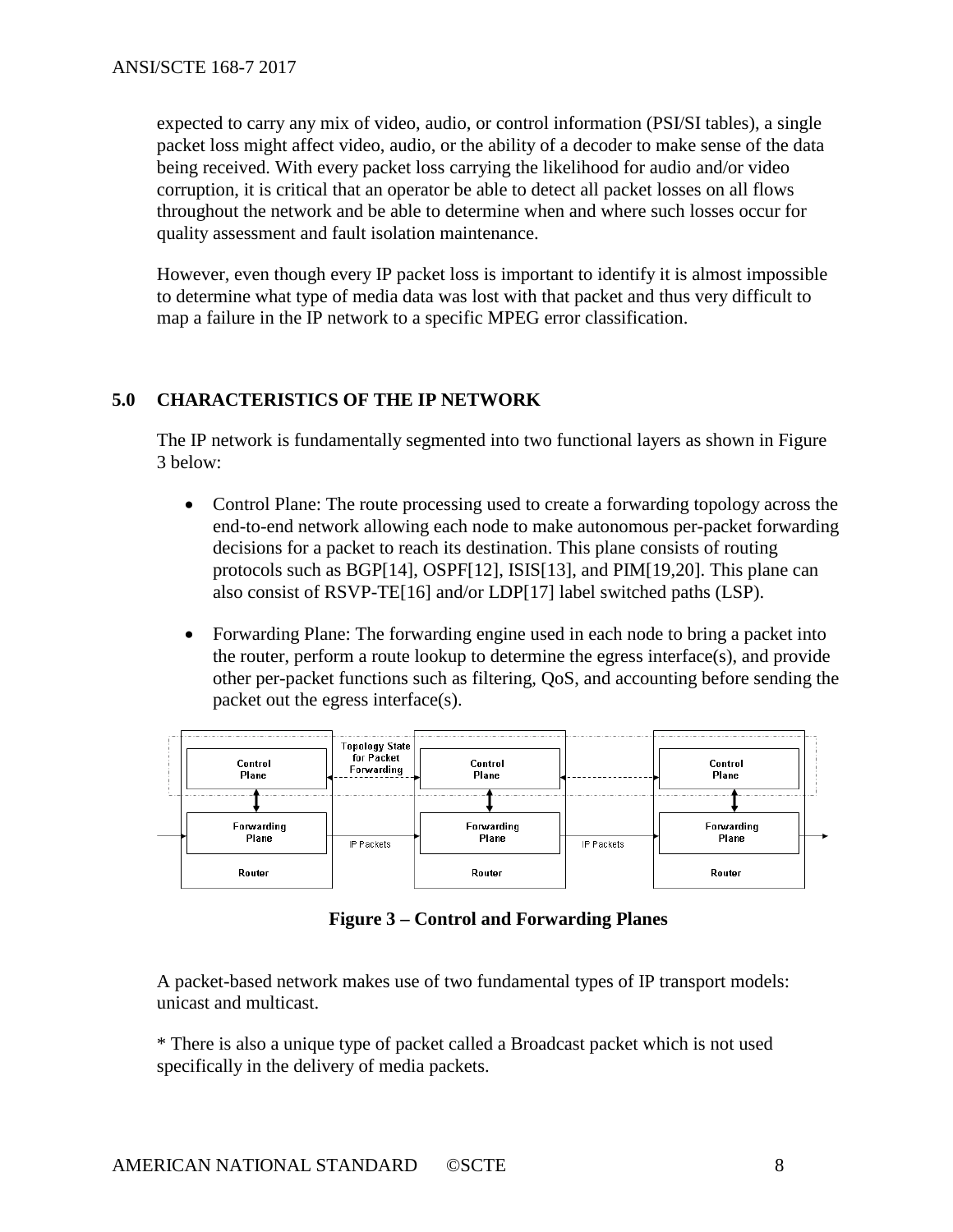expected to carry any mix of video, audio, or control information (PSI/SI tables), a single packet loss might affect video, audio, or the ability of a decoder to make sense of the data being received. With every packet loss carrying the likelihood for audio and/or video corruption, it is critical that an operator be able to detect all packet losses on all flows throughout the network and be able to determine when and where such losses occur for quality assessment and fault isolation maintenance.

However, even though every IP packet loss is important to identify it is almost impossible to determine what type of media data was lost with that packet and thus very difficult to map a failure in the IP network to a specific MPEG error classification.

## 5.0 CHARACTERISTICS OF THE IP NETWORK

The IP network is fundamentally segmented into two functional layers as shown in Figure 3 below:

- Control Plane: The route processing used to create a forwarding topology across the end-to-end network allowing each node to make autonomous per-packet forwarding decisions for a packet to reach its destination. This plane consists of routing protocols such as BGP[14], OSPF[12], ISIS[13], and PIM[19,20]. This plane can also consist of RSVP-TE[16] and/or LDP[17] label switched paths (LSP).
- Forwarding Plane: The forwarding engine used in each node to bring a packet into the router, perform a route lookup to determine the egress interface(s), and provide other per-packet functions such as filtering, QoS, and accounting before sending the packet out the egress interface(s).

**Figure 3 – Control and Forwarding Planes**

A packet-based network makes use of two fundamental types of IP transport models: unicast and multicast.

* There is also a unique type of packet called a Broadcast packet which is not used specifically in the delivery of media packets.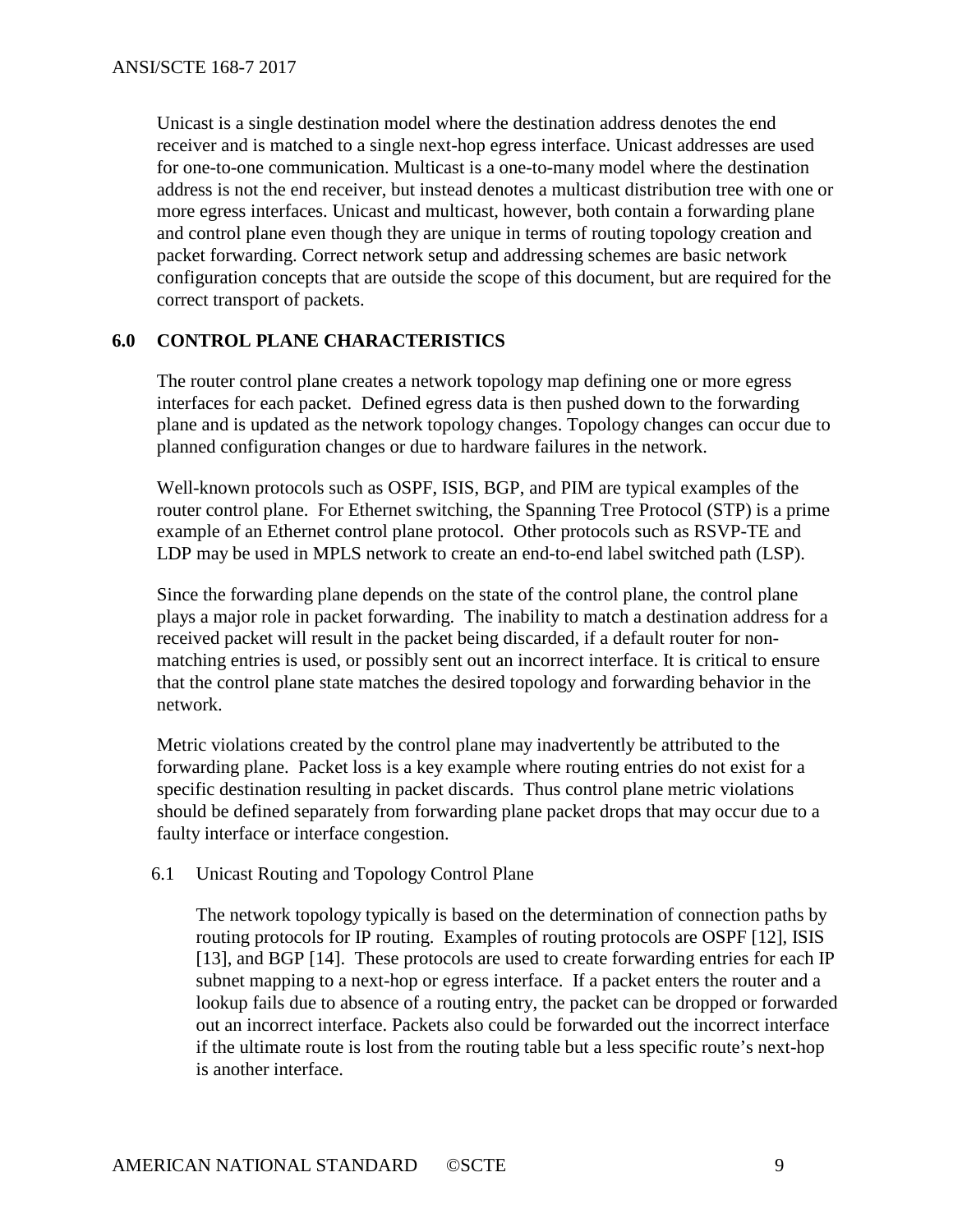Unicast is a single destination model where the destination address denotes the end receiver and is matched to a single next-hop egress interface. Unicast addresses are used for one-to-one communication. Multicast is a one-to-many model where the destination address is not the end receiver, but instead denotes a multicast distribution tree with one or more egress interfaces. Unicast and multicast, however, both contain a forwarding plane and control plane even though they are unique in terms of routing topology creation and packet forwarding. Correct network setup and addressing schemes are basic network configuration concepts that are outside the scope of this document, but are required for the correct transport of packets.

# 6.0 CONTROL PLANE CHARACTERISTICS

The router control plane creates a network topology map defining one or more egress interfaces for each packet. Defined egress data is then pushed down to the forwarding plane and is updated as the network topology changes. Topology changes can occur due to planned configuration changes or due to hardware failures in the network.

Well-known protocols such as OSPF, ISIS, BGP, and PIM are typical examples of the router control plane. For Ethernet switching, the Spanning Tree Protocol (STP) is a prime example of an Ethernet control plane protocol. Other protocols such as RSVP-TE and LDP may be used in MPLS network to create an end-to-end label switched path (LSP).

Since the forwarding plane depends on the state of the control plane, the control plane plays a major role in packet forwarding. The inability to match a destination address for a received packet will result in the packet being discarded, if a default router for non-matching entries is used, or possibly sent out an incorrect interface. It is critical to ensure that the control plane state matches the desired topology and forwarding behavior in the network.

Metric violations created by the control plane may inadvertently be attributed to the forwarding plane. Packet loss is a key example where routing entries do not exist for a specific destination resulting in packet discards. Thus control plane metric violations should be defined separately from forwarding plane packet drops that may occur due to a faulty interface or interface congestion.

## 6.1 Unicast Routing and Topology Control Plane

The network topology typically is based on the determination of connection paths by routing protocols for IP routing. Examples of routing protocols are OSPF [12], ISIS [13], and BGP [14]. These protocols are used to create forwarding entries for each IP subnet mapping to a next-hop or egress interface. If a packet enters the router and a lookup fails due to absence of a routing entry, the packet can be dropped or forwarded out an incorrect interface. Packets also could be forwarded out the incorrect interface if the ultimate route is lost from the routing table but a less specific route's next-hop is another interface.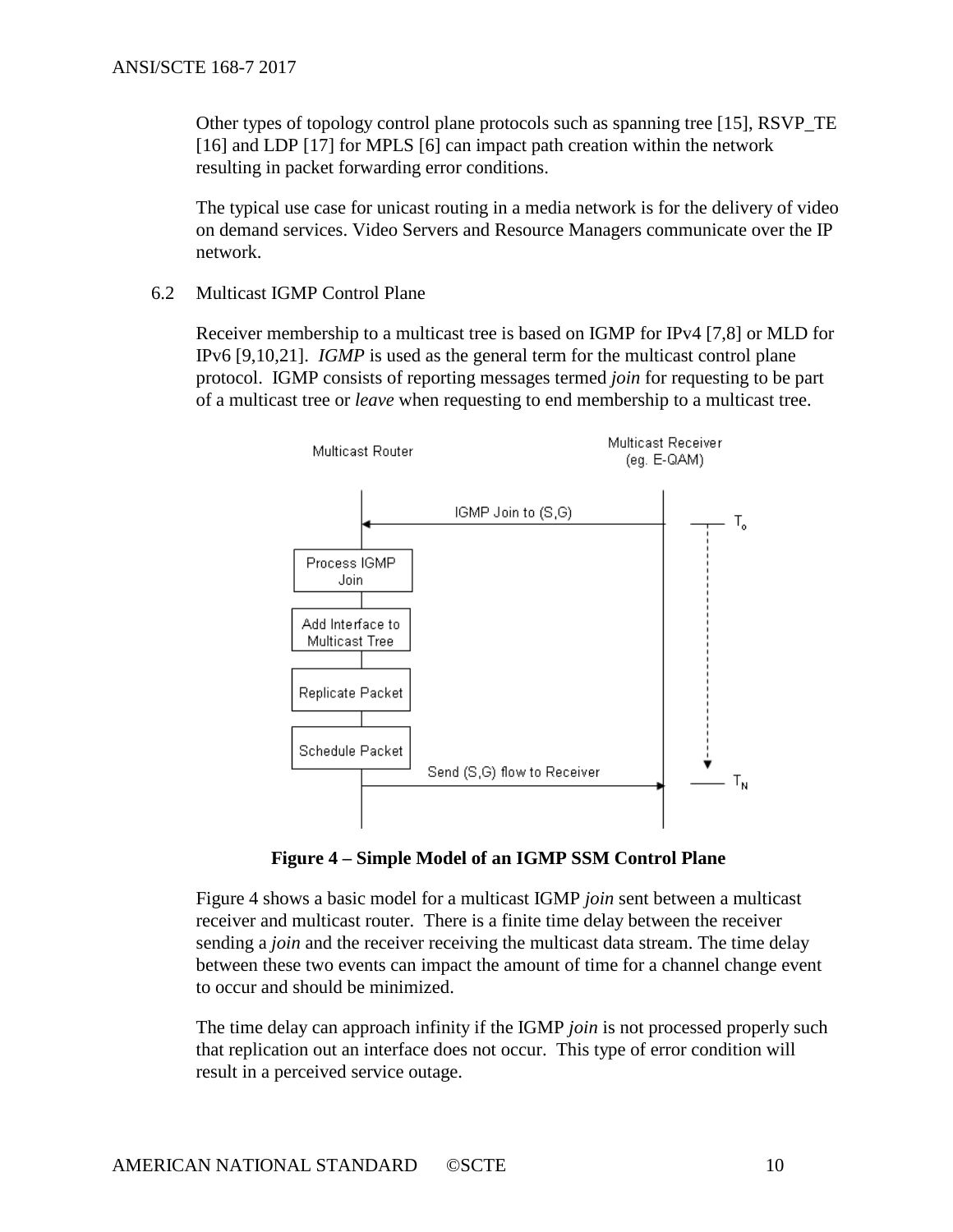Other types of topology control plane protocols such as spanning tree [15], RSVP_TE [16] and LDP [17] for MPLS [6] can impact path creation within the network resulting in packet forwarding error conditions.

The typical use case for unicast routing in a media network is for the delivery of video on demand services. Video Servers and Resource Managers communicate over the IP network.

## 6.2 Multicast IGMP Control Plane

Receiver membership to a multicast tree is based on IGMP for IPv4 [7,8] or MLD for IPv6 [9,10,21]. *IGMP* is used as the general term for the multicast control plane protocol. IGMP consists of reporting messages termed *join* for requesting to be part of a multicast tree or *leave* when requesting to end membership to a multicast tree.

**Figure 4 – Simple Model of an IGMP SSM Control Plane**

Figure 4 shows a basic model for a multicast IGMP *join* sent between a multicast receiver and multicast router. There is a finite time delay between the receiver sending a *join* and the receiver receiving the multicast data stream. The time delay between these two events can impact the amount of time for a channel change event to occur and should be minimized.

The time delay can approach infinity if the IGMP *join* is not processed properly such that replication out an interface does not occur. This type of error condition will result in a perceived service outage.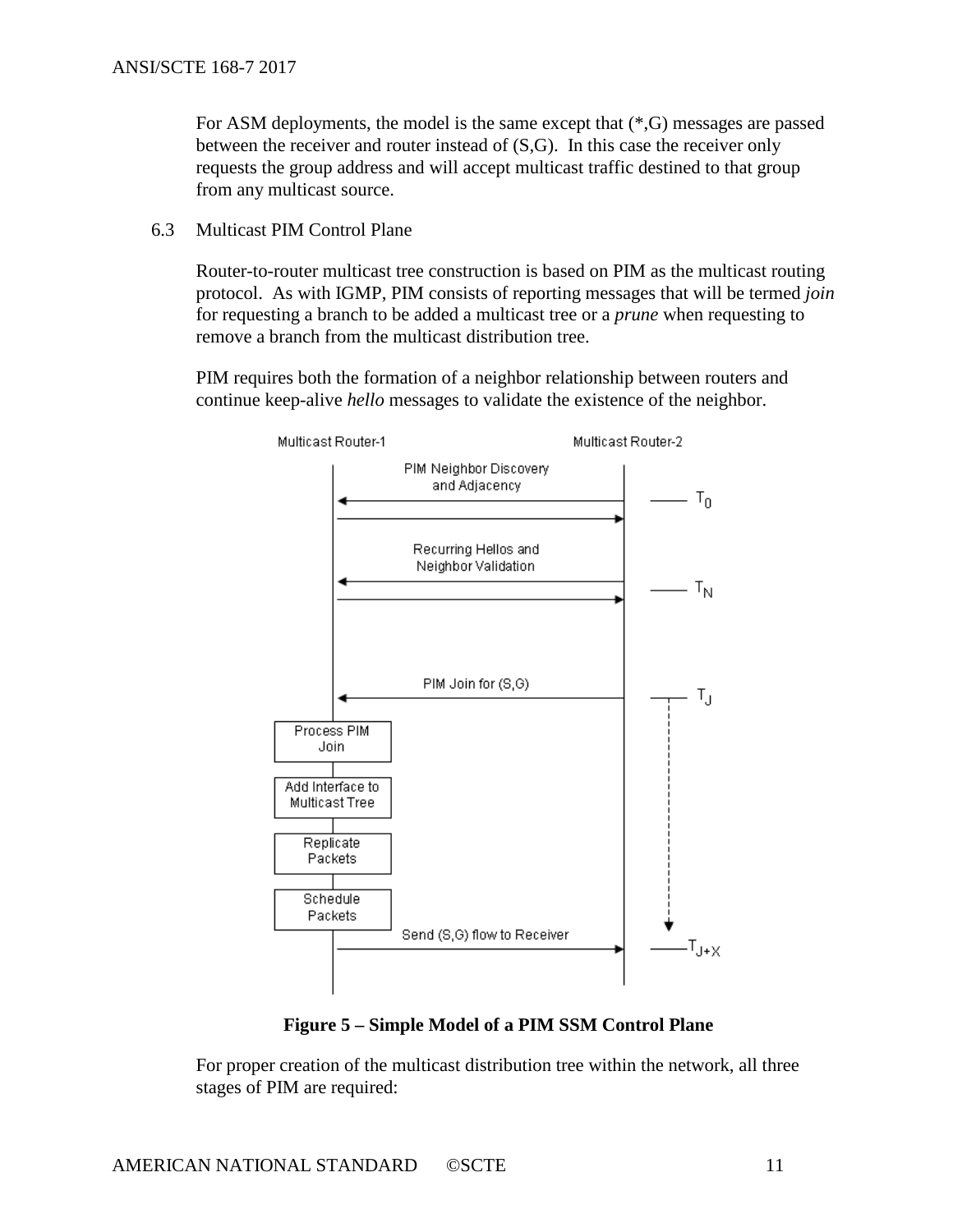For ASM deployments, the model is the same except that (*,G) messages are passed between the receiver and router instead of (S,G). In this case the receiver only requests the group address and will accept multicast traffic destined to that group from any multicast source.

## 6.3 Multicast PIM Control Plane

Router-to-router multicast tree construction is based on PIM as the multicast routing protocol. As with IGMP, PIM consists of reporting messages that will be termed *join* for requesting a branch to be added a multicast tree or a *prune* when requesting to remove a branch from the multicast distribution tree.

PIM requires both the formation of a neighbor relationship between routers and continue keep-alive *hello* messages to validate the existence of the neighbor.

**Figure 5 – Simple Model of a PIM SSM Control Plane**

For proper creation of the multicast distribution tree within the network, all three stages of PIM are required: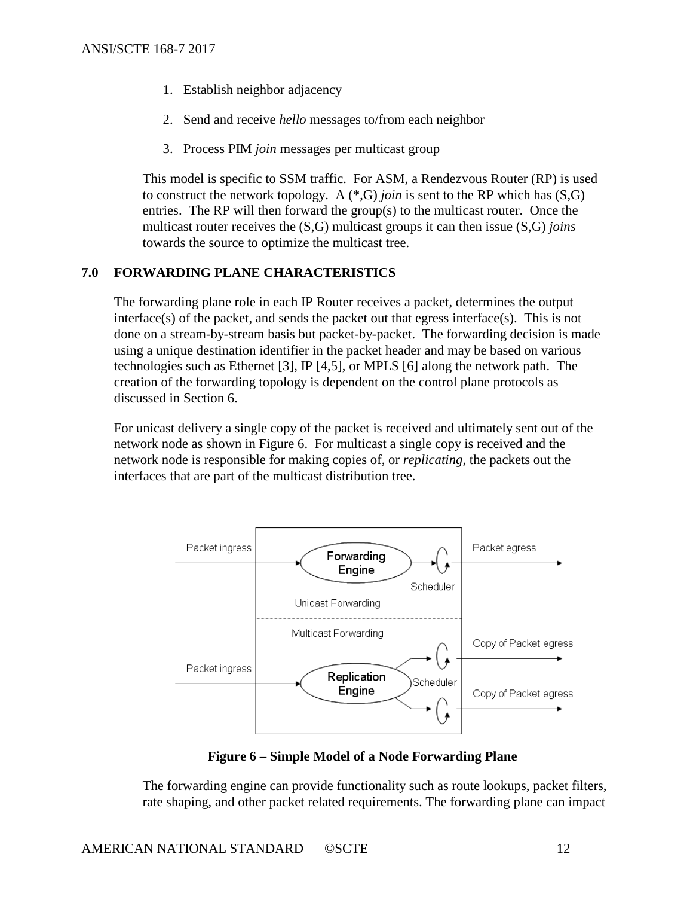1. Establish neighbor adjacency

2. Send and receive *hello* messages to/from each neighbor

3. Process PIM *join* messages per multicast group

This model is specific to SSM traffic. For ASM, a Rendezvous Router (RP) is used to construct the network topology. A (*,G) *join* is sent to the RP which has (S,G) entries. The RP will then forward the group(s) to the multicast router. Once the multicast router receives the (S,G) multicast groups it can then issue (S,G) *joins* towards the source to optimize the multicast tree.

## 7.0 FORWARDING PLANE CHARACTERISTICS

The forwarding plane role in each IP Router receives a packet, determines the output interface(s) of the packet, and sends the packet out that egress interface(s). This is not done on a stream-by-stream basis but packet-by-packet. The forwarding decision is made using a unique destination identifier in the packet header and may be based on various technologies such as Ethernet [3], IP [4,5], or MPLS [6] along the network path. The creation of the forwarding topology is dependent on the control plane protocols as discussed in Section 6.

For unicast delivery a single copy of the packet is received and ultimately sent out of the network node as shown in Figure 6. For multicast a single copy is received and the network node is responsible for making copies of, or *replicating*, the packets out the interfaces that are part of the multicast distribution tree.

**Figure 6 – Simple Model of a Node Forwarding Plane**

The forwarding engine can provide functionality such as route lookups, packet filters, rate shaping, and other packet related requirements. The forwarding plane can impact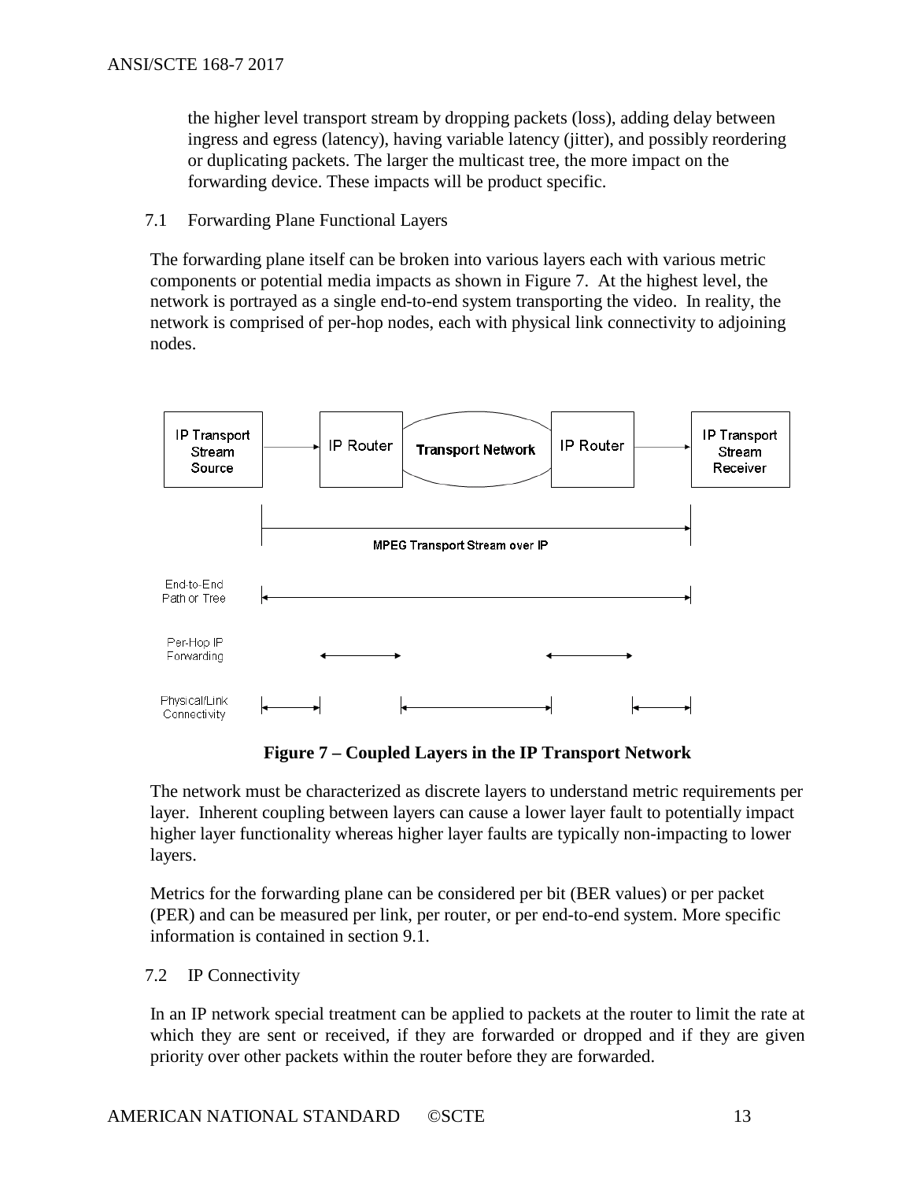the higher level transport stream by dropping packets (loss), adding delay between ingress and egress (latency), having variable latency (jitter), and possibly reordering or duplicating packets. The larger the multicast tree, the more impact on the forwarding device. These impacts will be product specific.

## 7.1 Forwarding Plane Functional Layers

The forwarding plane itself can be broken into various layers each with various metric components or potential media impacts as shown in Figure 7. At the highest level, the network is portrayed as a single end-to-end system transporting the video. In reality, the network is comprised of per-hop nodes, each with physical link connectivity to adjoining nodes.

**Figure 7 – Coupled Layers in the IP Transport Network**

The network must be characterized as discrete layers to understand metric requirements per layer. Inherent coupling between layers can cause a lower layer fault to potentially impact higher layer functionality whereas higher layer faults are typically non-impacting to lower layers.

Metrics for the forwarding plane can be considered per bit (BER values) or per packet (PER) and can be measured per link, per router, or per end-to-end system. More specific information is contained in section 9.1.

## 7.2 IP Connectivity

In an IP network special treatment can be applied to packets at the router to limit the rate at which they are sent or received, if they are forwarded or dropped and if they are given priority over other packets within the router before they are forwarded.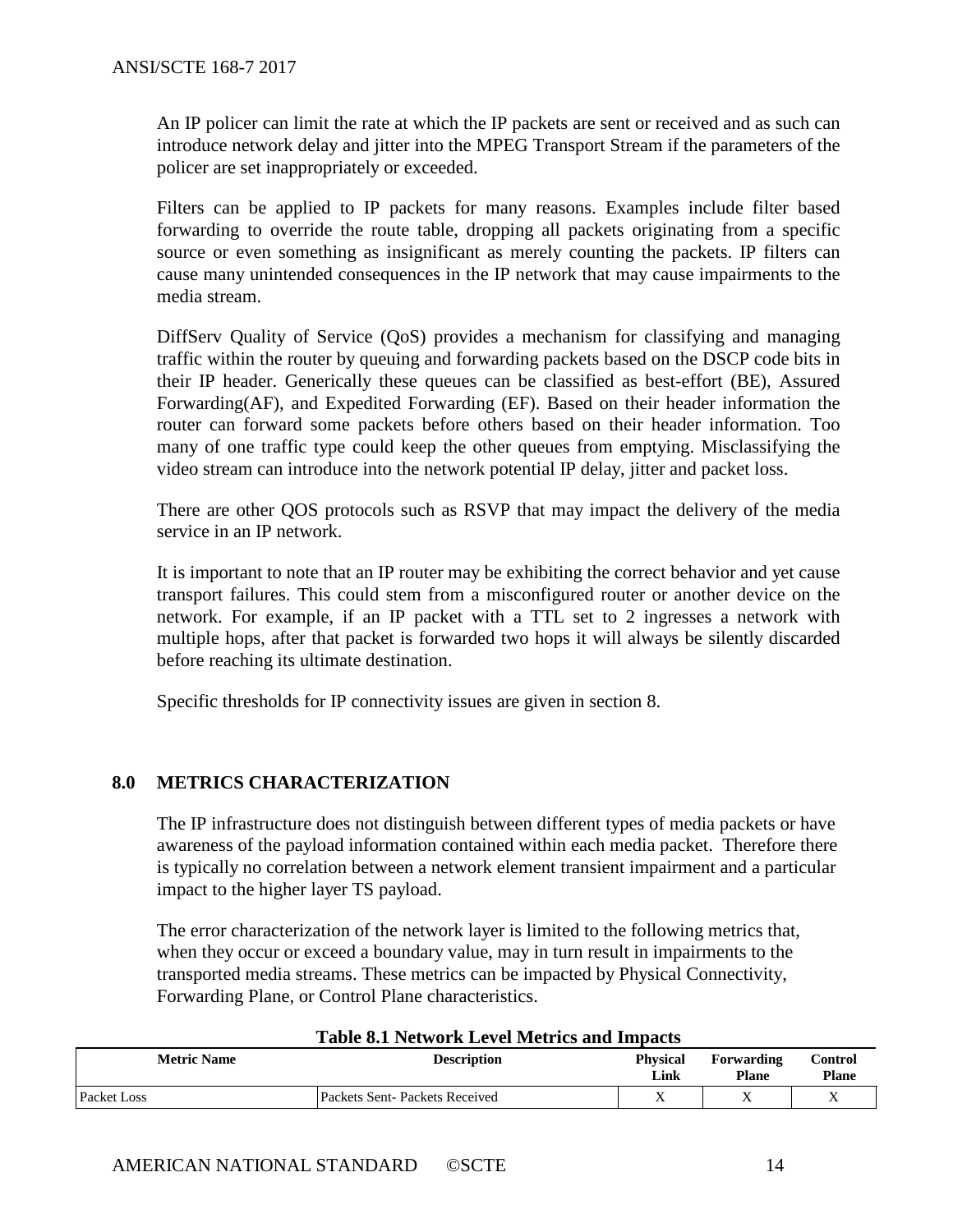An IP policer can limit the rate at which the IP packets are sent or received and as such can introduce network delay and jitter into the MPEG Transport Stream if the parameters of the policer are set inappropriately or exceeded.

Filters can be applied to IP packets for many reasons. Examples include filter based forwarding to override the route table, dropping all packets originating from a specific source or even something as insignificant as merely counting the packets. IP filters can cause many unintended consequences in the IP network that may cause impairments to the media stream.

DiffServ Quality of Service (QoS) provides a mechanism for classifying and managing traffic within the router by queuing and forwarding packets based on the DSCP code bits in their IP header. Generically these queues can be classified as best-effort (BE), Assured Forwarding(AF), and Expedited Forwarding (EF). Based on their header information the router can forward some packets before others based on their header information. Too many of one traffic type could keep the other queues from emptying. Misclassifying the video stream can introduce into the network potential IP delay, jitter and packet loss.

There are other QOS protocols such as RSVP that may impact the delivery of the media service in an IP network.

It is important to note that an IP router may be exhibiting the correct behavior and yet cause transport failures. This could stem from a misconfigured router or another device on the network. For example, if an IP packet with a TTL set to 2 ingresses a network with multiple hops, after that packet is forwarded two hops it will always be silently discarded before reaching its ultimate destination.

Specific thresholds for IP connectivity issues are given in section 8.

# 8.0 METRICS CHARACTERIZATION

The IP infrastructure does not distinguish between different types of media packets or have awareness of the payload information contained within each media packet. Therefore there is typically no correlation between a network element transient impairment and a particular impact to the higher layer TS payload.

The error characterization of the network layer is limited to the following metrics that, when they occur or exceed a boundary value, may in turn result in impairments to the transported media streams. These metrics can be impacted by Physical Connectivity, Forwarding Plane, or Control Plane characteristics.

**Table 8.1 Network Level Metrics and Impacts**

| Metric Name | Description | Physical Link | Forwarding Plane | Control Plane |
|---|---|---|---|---|
| Packet Loss | Packets Sent- Packets Received | X | X | X |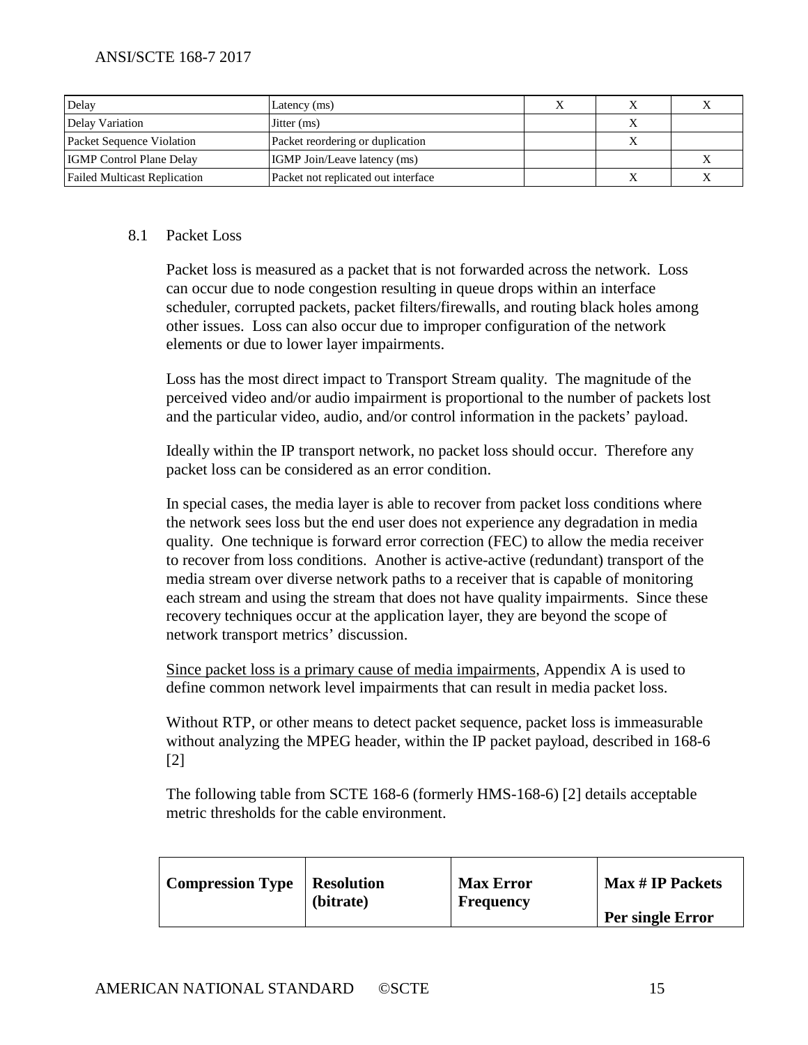| Delay | Latency (ms) | X | X | X |
|---|---|---|---|---|
| Delay Variation | Jitter (ms) | | X | |
| Packet Sequence Violation | Packet reordering or duplication | | X | |
| IGMP Control Plane Delay | IGMP Join/Leave latency (ms) | | | X |
| Failed Multicast Replication | Packet not replicated out interface | | X | X |

## 8.1 Packet Loss

Packet loss is measured as a packet that is not forwarded across the network. Loss can occur due to node congestion resulting in queue drops within an interface scheduler, corrupted packets, packet filters/firewalls, and routing black holes among other issues. Loss can also occur due to improper configuration of the network elements or due to lower layer impairments.

Loss has the most direct impact to Transport Stream quality. The magnitude of the perceived video and/or audio impairment is proportional to the number of packets lost and the particular video, audio, and/or control information in the packets' payload.

Ideally within the IP transport network, no packet loss should occur. Therefore any packet loss can be considered as an error condition.

In special cases, the media layer is able to recover from packet loss conditions where the network sees loss but the end user does not experience any degradation in media quality. One technique is forward error correction (FEC) to allow the media receiver to recover from loss conditions. Another is active-active (redundant) transport of the media stream over diverse network paths to a receiver that is capable of monitoring each stream and using the stream that does not have quality impairments. Since these recovery techniques occur at the application layer, they are beyond the scope of network transport metrics' discussion.

Since packet loss is a primary cause of media impairments, Appendix A is used to define common network level impairments that can result in media packet loss.

Without RTP, or other means to detect packet sequence, packet loss is immeasurable without analyzing the MPEG header, within the IP packet payload, described in 168-6 [2]

The following table from SCTE 168-6 (formerly HMS-168-6) [2] details acceptable metric thresholds for the cable environment.

| **Compression Type** | **Resolution (bitrate)** | **Max Error Frequency** | **Max # IP Packets Per single Error** |
|---|---|---|---|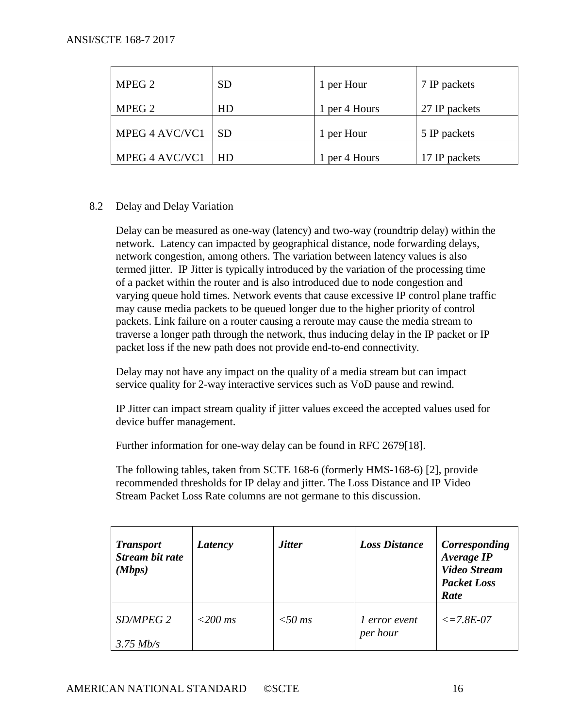| MPEG 2 | SD | 1 per Hour | 7 IP packets |
|---|---|---|---|
| MPEG 2 | HD | 1 per 4 Hours | 27 IP packets |
| MPEG 4 AVC/VC1 | SD | 1 per Hour | 5 IP packets |
| MPEG 4 AVC/VC1 | HD | 1 per 4 Hours | 17 IP packets |

## 8.2 Delay and Delay Variation

Delay can be measured as one-way (latency) and two-way (roundtrip delay) within the network. Latency can impacted by geographical distance, node forwarding delays, network congestion, among others. The variation between latency values is also termed jitter. IP Jitter is typically introduced by the variation of the processing time of a packet within the router and is also introduced due to node congestion and varying queue hold times. Network events that cause excessive IP control plane traffic may cause media packets to be queued longer due to the higher priority of control packets. Link failure on a router causing a reroute may cause the media stream to traverse a longer path through the network, thus inducing delay in the IP packet or IP packet loss if the new path does not provide end-to-end connectivity.

Delay may not have any impact on the quality of a media stream but can impact service quality for 2-way interactive services such as VoD pause and rewind.

IP Jitter can impact stream quality if jitter values exceed the accepted values used for device buffer management.

Further information for one-way delay can be found in RFC 2679[18].

The following tables, taken from SCTE 168-6 (formerly HMS-168-6) [2], provide recommended thresholds for IP delay and jitter. The Loss Distance and IP Video Stream Packet Loss Rate columns are not germane to this discussion.

| ***Transport Stream bit rate (Mbps)*** | ***Latency*** | ***Jitter*** | ***Loss Distance*** | ***Corresponding Average IP Video Stream Packet Loss Rate*** |
|---|---|---|---|---|
| *SD/MPEG 2* <br> *3.75 Mb/s* | *<200 ms* | *<50 ms* | *1 error event per hour* | *<=7.8E-07* |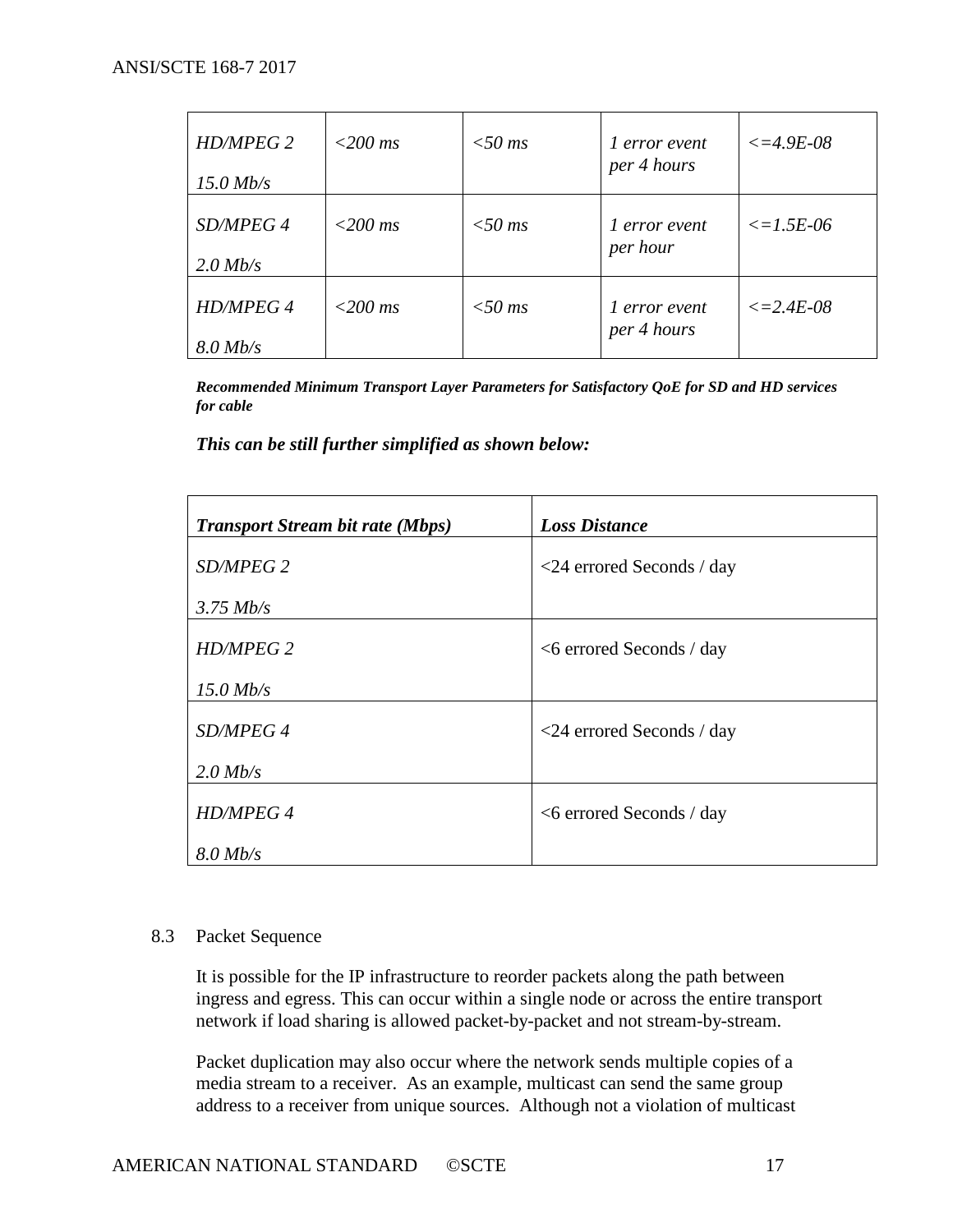| *HD/MPEG 2*<br><br>*15.0 Mb/s* | *<200 ms* | *<50 ms* | *1 error event per 4 hours* | *<=4.9E-08* |
|---|---|---|---|---|
| *SD/MPEG 4*<br><br>*2.0 Mb/s* | *<200 ms* | *<50 ms* | *1 error event per hour* | *<=1.5E-06* |
| *HD/MPEG 4*<br><br>*8.0 Mb/s* | *<200 ms* | *<50 ms* | *1 error event per 4 hours* | *<=2.4E-08* |

***Recommended Minimum Transport Layer Parameters for Satisfactory QoE for SD and HD services for cable***

***This can be still further simplified as shown below:***

| ***Transport Stream bit rate (Mbps)*** | ***Loss Distance*** |
|---|---|
| *SD/MPEG 2*<br><br>*3.75 Mb/s* | <24 errored Seconds / day |
| *HD/MPEG 2*<br><br>*15.0 Mb/s* | <6 errored Seconds / day |
| *SD/MPEG 4*<br><br>*2.0 Mb/s* | <24 errored Seconds / day |
| *HD/MPEG 4*<br><br>*8.0 Mb/s* | <6 errored Seconds / day |

### 8.3 Packet Sequence

It is possible for the IP infrastructure to reorder packets along the path between ingress and egress. This can occur within a single node or across the entire transport network if load sharing is allowed packet-by-packet and not stream-by-stream.

Packet duplication may also occur where the network sends multiple copies of a media stream to a receiver. As an example, multicast can send the same group address to a receiver from unique sources. Although not a violation of multicast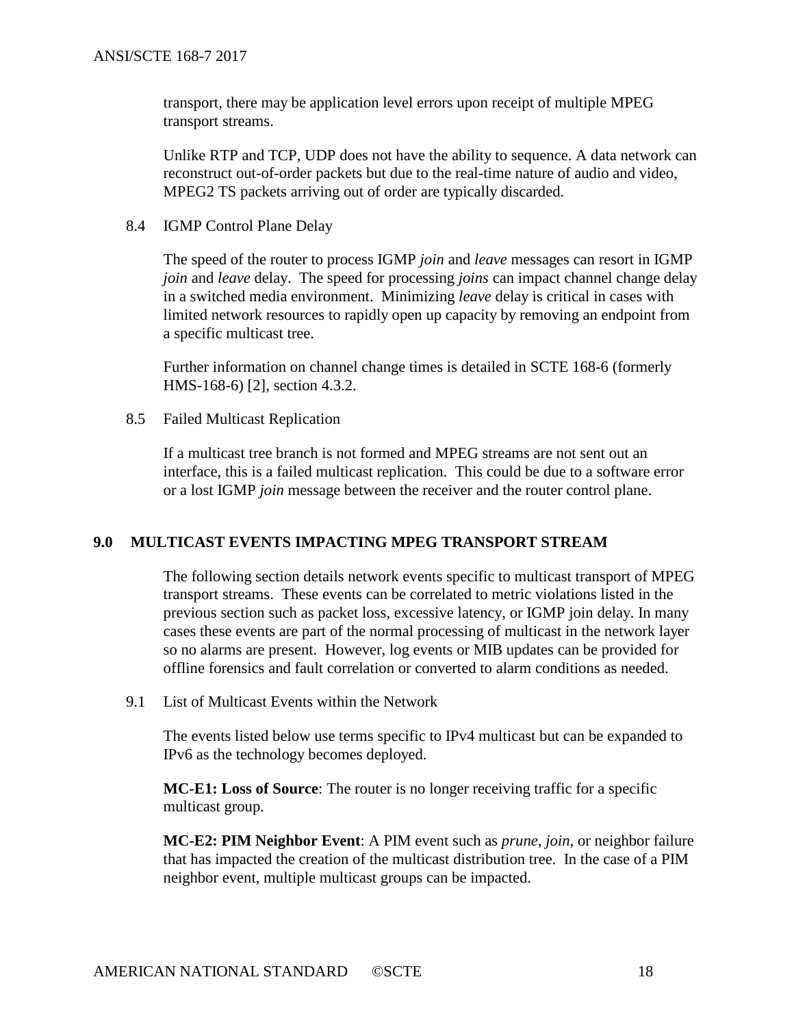transport, there may be application level errors upon receipt of multiple MPEG transport streams.

Unlike RTP and TCP, UDP does not have the ability to sequence. A data network can reconstruct out-of-order packets but due to the real-time nature of audio and video, MPEG2 TS packets arriving out of order are typically discarded.

### 8.4 IGMP Control Plane Delay

The speed of the router to process IGMP *join* and *leave* messages can resort in IGMP *join* and *leave* delay. The speed for processing *joins* can impact channel change delay in a switched media environment. Minimizing *leave* delay is critical in cases with limited network resources to rapidly open up capacity by removing an endpoint from a specific multicast tree.

Further information on channel change times is detailed in SCTE 168-6 (formerly HMS-168-6) [2], section 4.3.2.

### 8.5 Failed Multicast Replication

If a multicast tree branch is not formed and MPEG streams are not sent out an interface, this is a failed multicast replication. This could be due to a software error or a lost IGMP *join* message between the receiver and the router control plane.

## 9.0 MULTICAST EVENTS IMPACTING MPEG TRANSPORT STREAM

The following section details network events specific to multicast transport of MPEG transport streams. These events can be correlated to metric violations listed in the previous section such as packet loss, excessive latency, or IGMP join delay. In many cases these events are part of the normal processing of multicast in the network layer so no alarms are present. However, log events or MIB updates can be provided for offline forensics and fault correlation or converted to alarm conditions as needed.

### 9.1 List of Multicast Events within the Network

The events listed below use terms specific to IPv4 multicast but can be expanded to IPv6 as the technology becomes deployed.

**MC-E1: Loss of Source**: The router is no longer receiving traffic for a specific multicast group.

**MC-E2: PIM Neighbor Event**: A PIM event such as *prune*, *join*, or neighbor failure that has impacted the creation of the multicast distribution tree. In the case of a PIM neighbor event, multiple multicast groups can be impacted.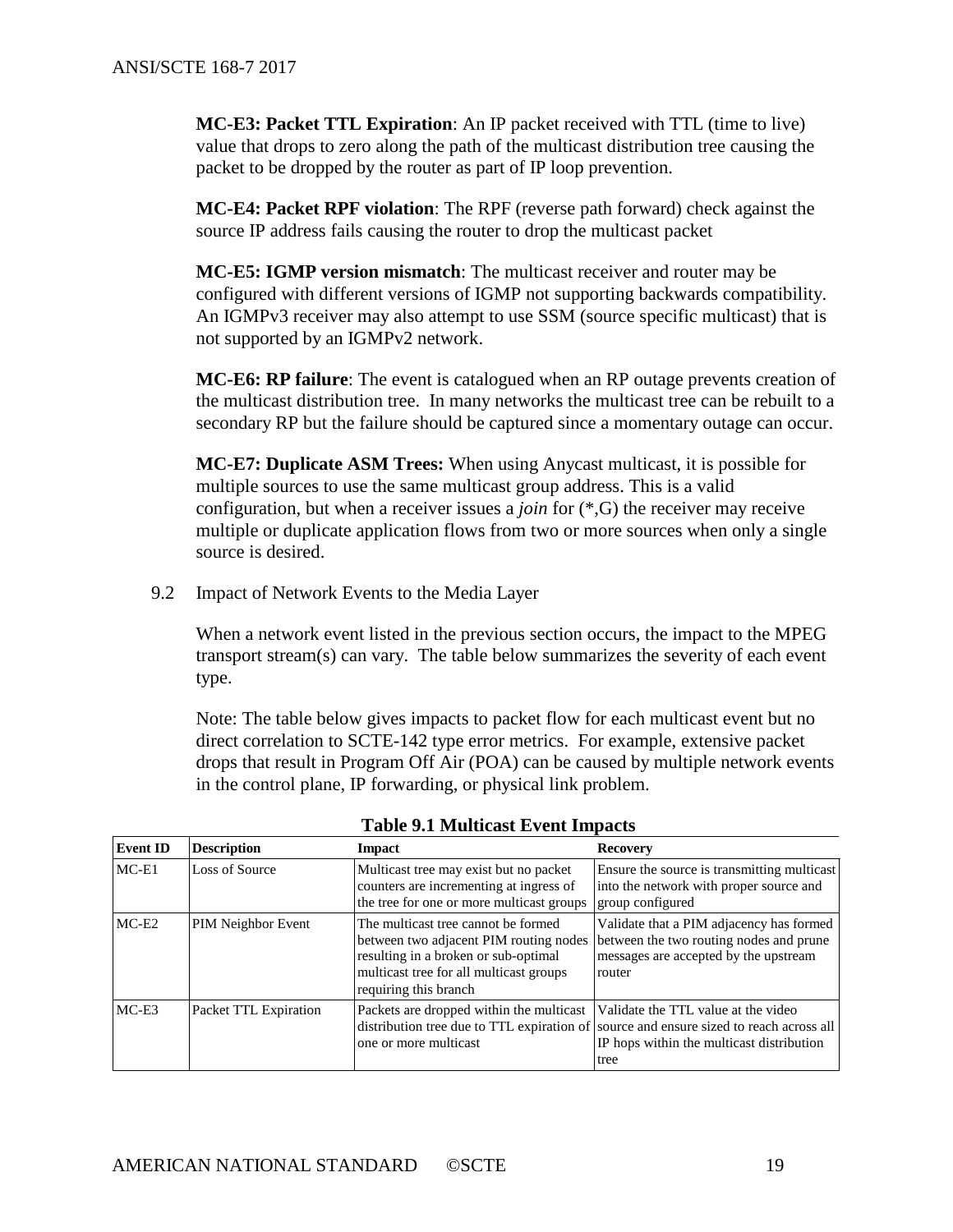**MC-E3: Packet TTL Expiration**: An IP packet received with TTL (time to live) value that drops to zero along the path of the multicast distribution tree causing the packet to be dropped by the router as part of IP loop prevention.

**MC-E4: Packet RPF violation**: The RPF (reverse path forward) check against the source IP address fails causing the router to drop the multicast packet

**MC-E5: IGMP version mismatch**: The multicast receiver and router may be configured with different versions of IGMP not supporting backwards compatibility. An IGMPv3 receiver may also attempt to use SSM (source specific multicast) that is not supported by an IGMPv2 network.

**MC-E6: RP failure**: The event is catalogued when an RP outage prevents creation of the multicast distribution tree. In many networks the multicast tree can be rebuilt to a secondary RP but the failure should be captured since a momentary outage can occur.

**MC-E7: Duplicate ASM Trees:** When using Anycast multicast, it is possible for multiple sources to use the same multicast group address. This is a valid configuration, but when a receiver issues a *join* for (*,G) the receiver may receive multiple or duplicate application flows from two or more sources when only a single source is desired.

## 9.2 Impact of Network Events to the Media Layer

When a network event listed in the previous section occurs, the impact to the MPEG transport stream(s) can vary. The table below summarizes the severity of each event type.

Note: The table below gives impacts to packet flow for each multicast event but no direct correlation to SCTE-142 type error metrics. For example, extensive packet drops that result in Program Off Air (POA) can be caused by multiple network events in the control plane, IP forwarding, or physical link problem.

**Table 9.1 Multicast Event Impacts**

| Event ID | Description | Impact | Recovery |
|---|---|---|---|
| MC-E1 | Loss of Source | Multicast tree may exist but no packet counters are incrementing at ingress of the tree for one or more multicast groups | Ensure the source is transmitting multicast into the network with proper source and group configured |
| MC-E2 | PIM Neighbor Event | The multicast tree cannot be formed between two adjacent PIM routing nodes resulting in a broken or sub-optimal multicast tree for all multicast groups requiring this branch | Validate that a PIM adjacency has formed between the two routing nodes and prune messages are accepted by the upstream router |
| MC-E3 | Packet TTL Expiration | Packets are dropped within the multicast distribution tree due to TTL expiration of one or more multicast | Validate the TTL value at the video source and ensure sized to reach across all IP hops within the multicast distribution tree |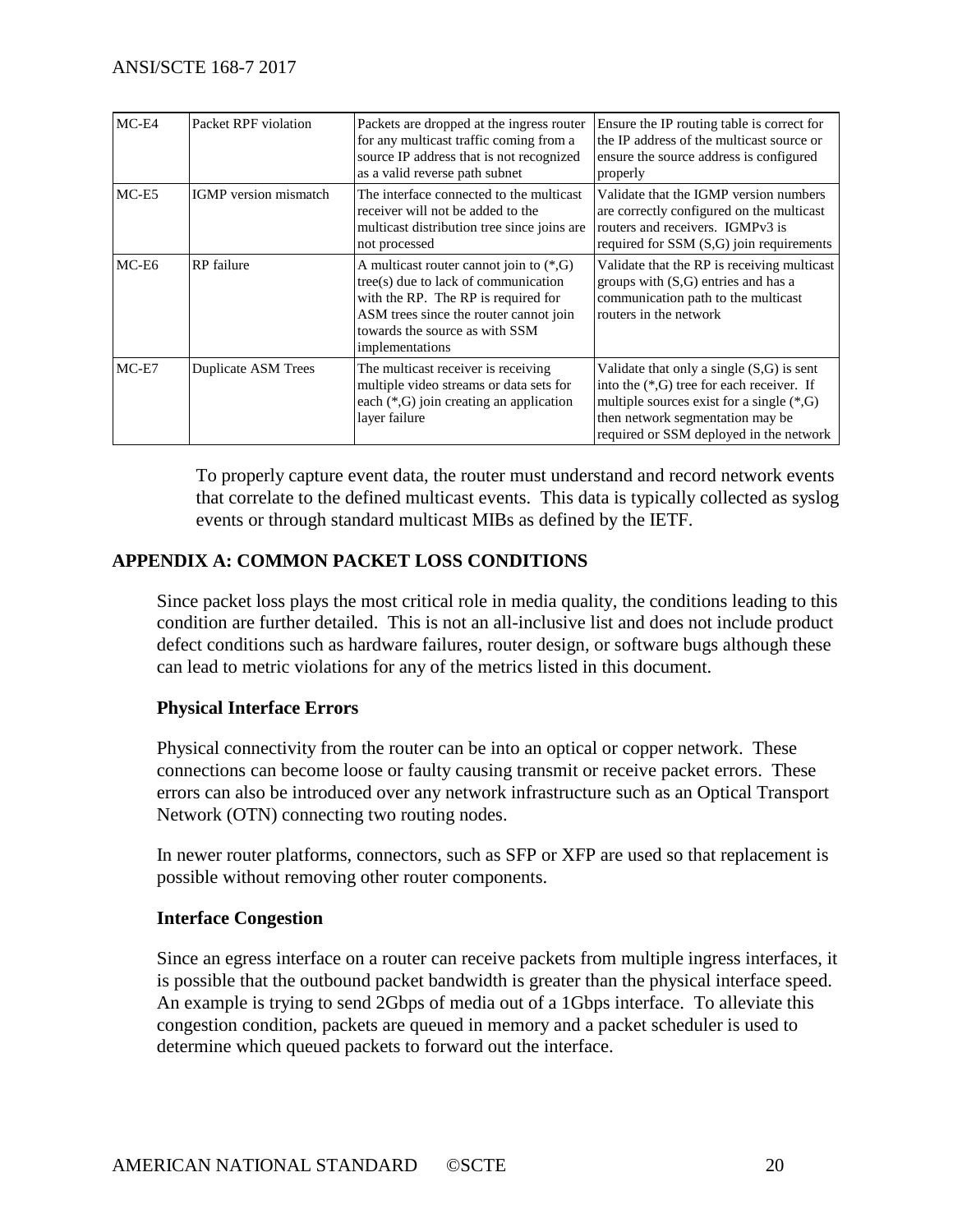| MC-E4 | Packet RPF violation | Packets are dropped at the ingress router for any multicast traffic coming from a source IP address that is not recognized as a valid reverse path subnet | Ensure the IP routing table is correct for the IP address of the multicast source or ensure the source address is configured properly |
|---|---|---|---|
| MC-E5 | IGMP version mismatch | The interface connected to the multicast receiver will not be added to the multicast distribution tree since joins are not processed | Validate that the IGMP version numbers are correctly configured on the multicast routers and receivers. IGMPv3 is required for SSM (S,G) join requirements |
| MC-E6 | RP failure | A multicast router cannot join to (*,G) tree(s) due to lack of communication with the RP. The RP is required for ASM trees since the router cannot join towards the source as with SSM implementations | Validate that the RP is receiving multicast groups with (S,G) entries and has a communication path to the multicast routers in the network |
| MC-E7 | Duplicate ASM Trees | The multicast receiver is receiving multiple video streams or data sets for each (*,G) join creating an application layer failure | Validate that only a single (S,G) is sent into the (*,G) tree for each receiver. If multiple sources exist for a single (*,G) then network segmentation may be required or SSM deployed in the network |

To properly capture event data, the router must understand and record network events that correlate to the defined multicast events. This data is typically collected as syslog events or through standard multicast MIBs as defined by the IETF.

## APPENDIX A: COMMON PACKET LOSS CONDITIONS

Since packet loss plays the most critical role in media quality, the conditions leading to this condition are further detailed. This is not an all-inclusive list and does not include product defect conditions such as hardware failures, router design, or software bugs although these can lead to metric violations for any of the metrics listed in this document.

### Physical Interface Errors

Physical connectivity from the router can be into an optical or copper network. These connections can become loose or faulty causing transmit or receive packet errors. These errors can also be introduced over any network infrastructure such as an Optical Transport Network (OTN) connecting two routing nodes.

In newer router platforms, connectors, such as SFP or XFP are used so that replacement is possible without removing other router components.

### Interface Congestion

Since an egress interface on a router can receive packets from multiple ingress interfaces, it is possible that the outbound packet bandwidth is greater than the physical interface speed. An example is trying to send 2Gbps of media out of a 1Gbps interface. To alleviate this congestion condition, packets are queued in memory and a packet scheduler is used to determine which queued packets to forward out the interface.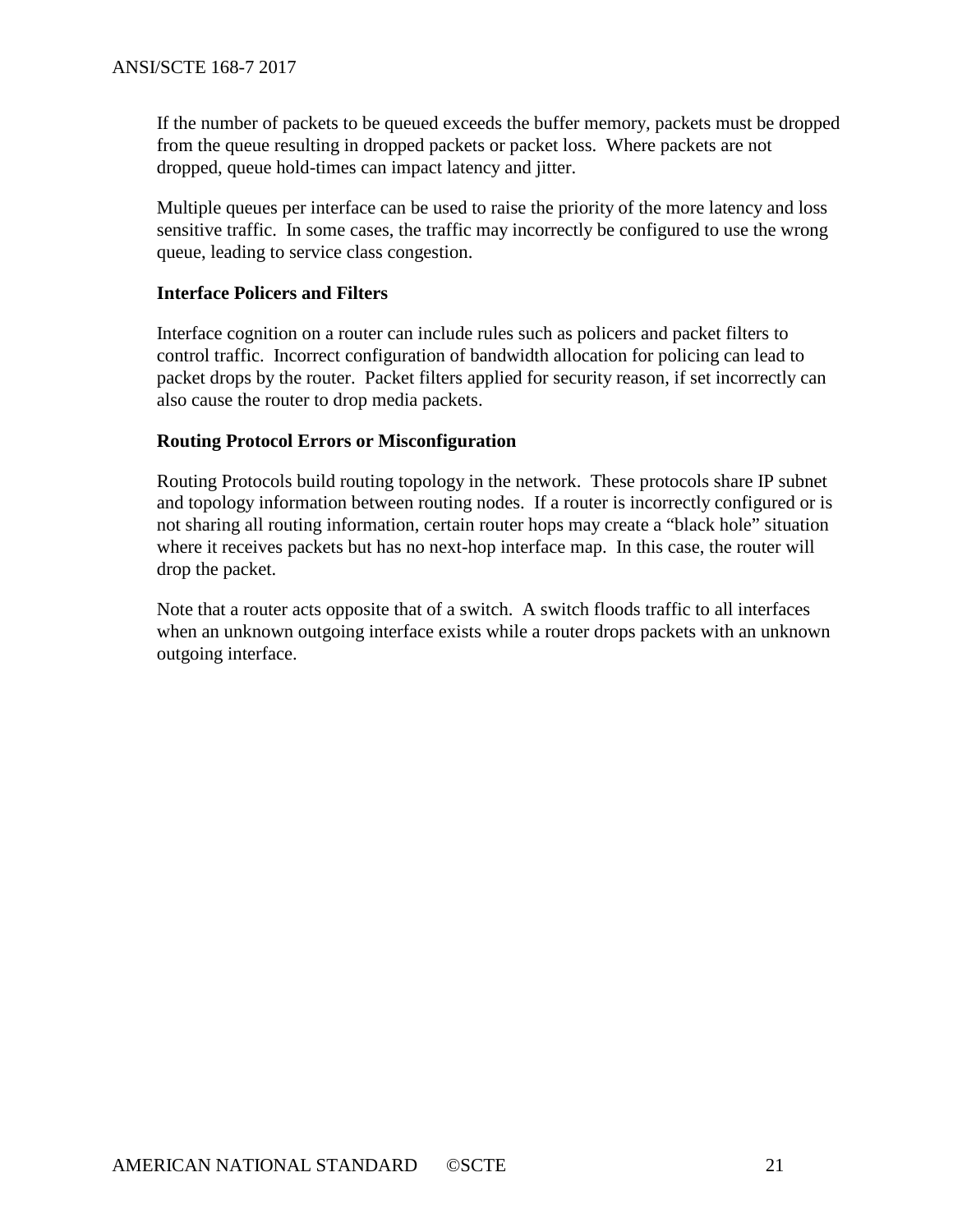If the number of packets to be queued exceeds the buffer memory, packets must be dropped from the queue resulting in dropped packets or packet loss.  Where packets are not dropped, queue hold-times can impact latency and jitter.

Multiple queues per interface can be used to raise the priority of the more latency and loss sensitive traffic.  In some cases, the traffic may incorrectly be configured to use the wrong queue, leading to service class congestion.

**Interface Policers and Filters**

Interface cognition on a router can include rules such as policers and packet filters to control traffic.  Incorrect configuration of bandwidth allocation for policing can lead to packet drops by the router.  Packet filters applied for security reason, if set incorrectly can also cause the router to drop media packets.

**Routing Protocol Errors or Misconfiguration**

Routing Protocols build routing topology in the network.  These protocols share IP subnet and topology information between routing nodes.  If a router is incorrectly configured or is not sharing all routing information, certain router hops may create a “black hole” situation where it receives packets but has no next-hop interface map.  In this case, the router will drop the packet.

Note that a router acts opposite that of a switch.  A switch floods traffic to all interfaces when an unknown outgoing interface exists while a router drops packets with an unknown outgoing interface.